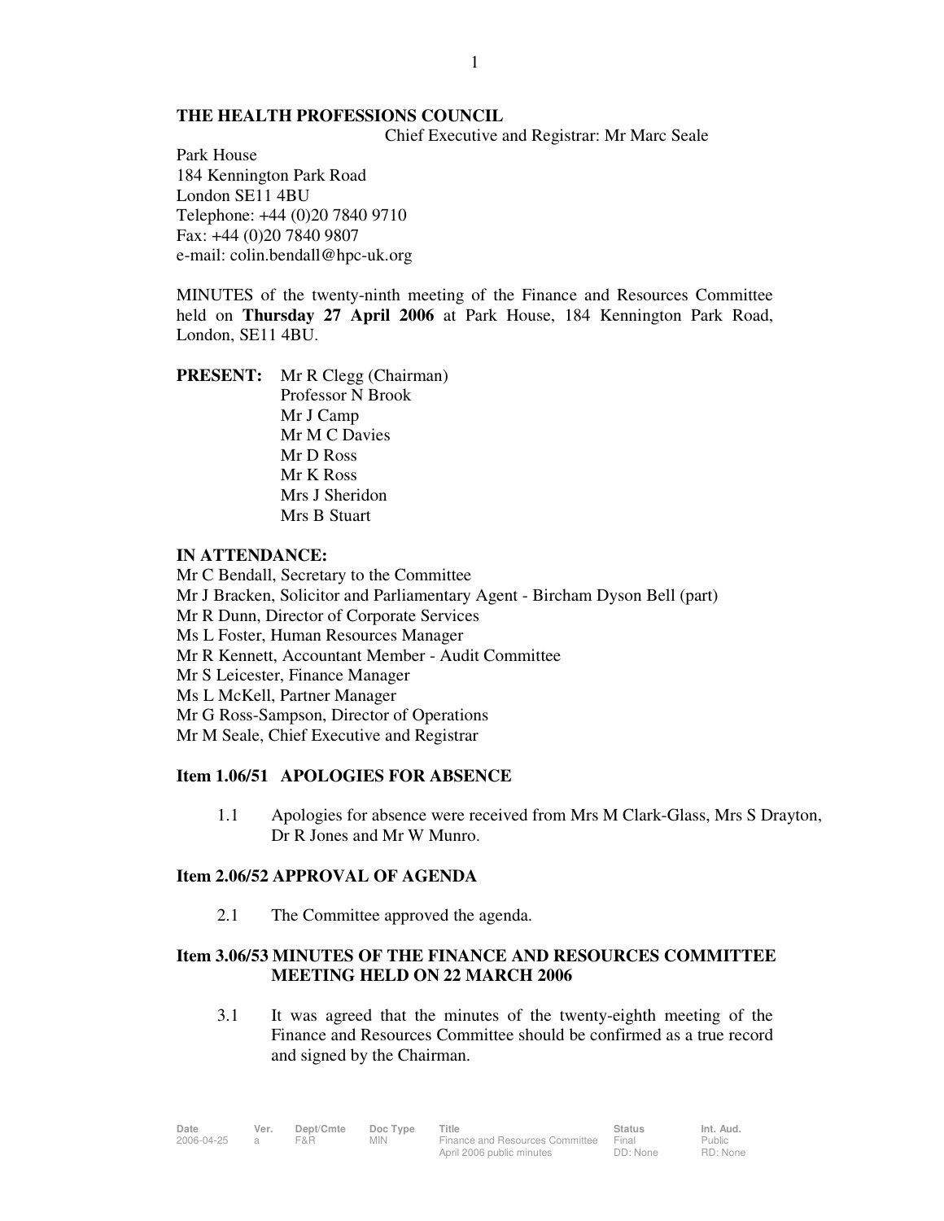**THE HEALTH PROFESSIONS COUNCIL**

Chief Executive and Registrar: Mr Marc Seale

Park House
184 Kennington Park Road
London SE11 4BU
Telephone: +44 (0)20 7840 9710
Fax: +44 (0)20 7840 9807
e-mail: colin.bendall@hpc-uk.org

MINUTES of the twenty-ninth meeting of the Finance and Resources Committee held on **Thursday 27 April 2006** at Park House, 184 Kennington Park Road, London, SE11 4BU.

**PRESENT:** Mr R Clegg (Chairman)
Professor N Brook
Mr J Camp
Mr M C Davies
Mr D Ross
Mr K Ross
Mrs J Sheridon
Mrs B Stuart

**IN ATTENDANCE:**
Mr C Bendall, Secretary to the Committee
Mr J Bracken, Solicitor and Parliamentary Agent - Bircham Dyson Bell (part)
Mr R Dunn, Director of Corporate Services
Ms L Foster, Human Resources Manager
Mr R Kennett, Accountant Member - Audit Committee
Mr S Leicester, Finance Manager
Ms L McKell, Partner Manager
Mr G Ross-Sampson, Director of Operations
Mr M Seale, Chief Executive and Registrar

**Item 1.06/51 APOLOGIES FOR ABSENCE**

1.1 Apologies for absence were received from Mrs M Clark-Glass, Mrs S Drayton, Dr R Jones and Mr W Munro.

**Item 2.06/52 APPROVAL OF AGENDA**

2.1 The Committee approved the agenda.

**Item 3.06/53 MINUTES OF THE FINANCE AND RESOURCES COMMITTEE MEETING HELD ON 22 MARCH 2006**

3.1 It was agreed that the minutes of the twenty-eighth meeting of the Finance and Resources Committee should be confirmed as a true record and signed by the Chairman.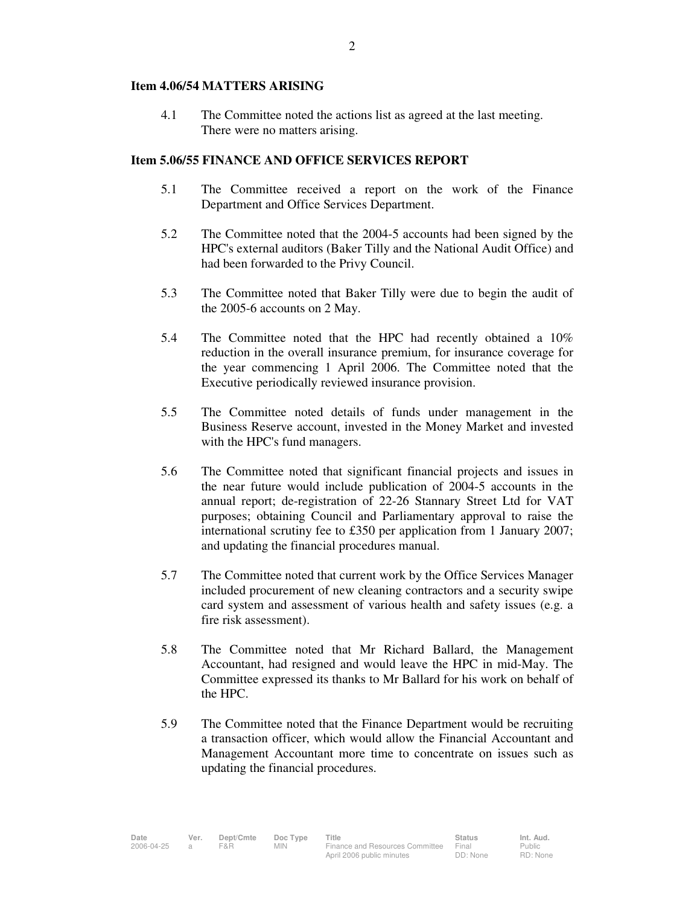**Item 4.06/54 MATTERS ARISING**

4.1 The Committee noted the actions list as agreed at the last meeting. There were no matters arising.

**Item 5.06/55 FINANCE AND OFFICE SERVICES REPORT**

5.1 The Committee received a report on the work of the Finance Department and Office Services Department.

5.2 The Committee noted that the 2004-5 accounts had been signed by the HPC's external auditors (Baker Tilly and the National Audit Office) and had been forwarded to the Privy Council.

5.3 The Committee noted that Baker Tilly were due to begin the audit of the 2005-6 accounts on 2 May.

5.4 The Committee noted that the HPC had recently obtained a 10% reduction in the overall insurance premium, for insurance coverage for the year commencing 1 April 2006. The Committee noted that the Executive periodically reviewed insurance provision.

5.5 The Committee noted details of funds under management in the Business Reserve account, invested in the Money Market and invested with the HPC's fund managers.

5.6 The Committee noted that significant financial projects and issues in the near future would include publication of 2004-5 accounts in the annual report; de-registration of 22-26 Stannary Street Ltd for VAT purposes; obtaining Council and Parliamentary approval to raise the international scrutiny fee to £350 per application from 1 January 2007; and updating the financial procedures manual.

5.7 The Committee noted that current work by the Office Services Manager included procurement of new cleaning contractors and a security swipe card system and assessment of various health and safety issues (e.g. a fire risk assessment).

5.8 The Committee noted that Mr Richard Ballard, the Management Accountant, had resigned and would leave the HPC in mid-May. The Committee expressed its thanks to Mr Ballard for his work on behalf of the HPC.

5.9 The Committee noted that the Finance Department would be recruiting a transaction officer, which would allow the Financial Accountant and Management Accountant more time to concentrate on issues such as updating the financial procedures.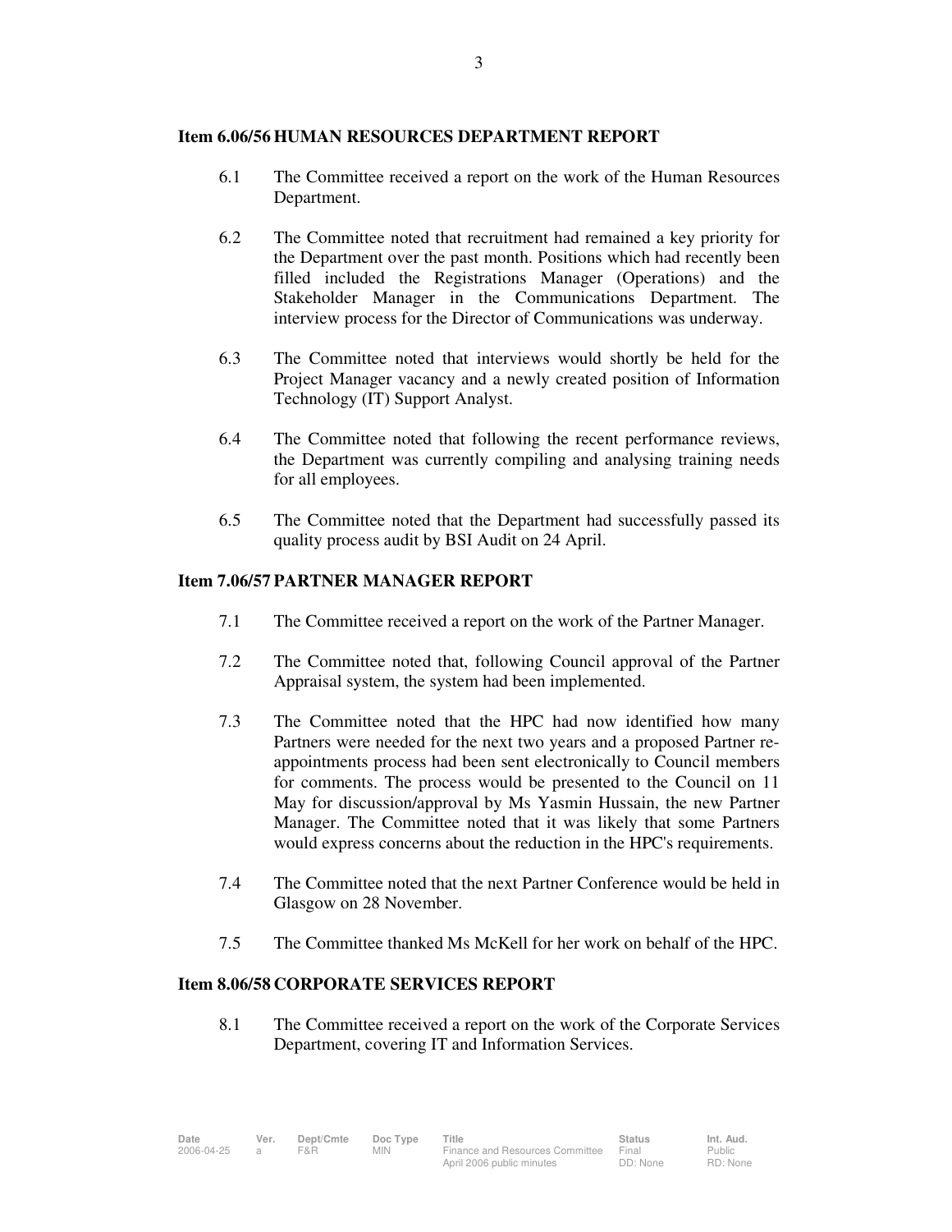**Item 6.06/56 HUMAN RESOURCES DEPARTMENT REPORT**

6.1 The Committee received a report on the work of the Human Resources Department.

6.2 The Committee noted that recruitment had remained a key priority for the Department over the past month. Positions which had recently been filled included the Registrations Manager (Operations) and the Stakeholder Manager in the Communications Department. The interview process for the Director of Communications was underway.

6.3 The Committee noted that interviews would shortly be held for the Project Manager vacancy and a newly created position of Information Technology (IT) Support Analyst.

6.4 The Committee noted that following the recent performance reviews, the Department was currently compiling and analysing training needs for all employees.

6.5 The Committee noted that the Department had successfully passed its quality process audit by BSI Audit on 24 April.

**Item 7.06/57 PARTNER MANAGER REPORT**

7.1 The Committee received a report on the work of the Partner Manager.

7.2 The Committee noted that, following Council approval of the Partner Appraisal system, the system had been implemented.

7.3 The Committee noted that the HPC had now identified how many Partners were needed for the next two years and a proposed Partner re-appointments process had been sent electronically to Council members for comments. The process would be presented to the Council on 11 May for discussion/approval by Ms Yasmin Hussain, the new Partner Manager. The Committee noted that it was likely that some Partners would express concerns about the reduction in the HPC's requirements.

7.4 The Committee noted that the next Partner Conference would be held in Glasgow on 28 November.

7.5 The Committee thanked Ms McKell for her work on behalf of the HPC.

**Item 8.06/58 CORPORATE SERVICES REPORT**

8.1 The Committee received a report on the work of the Corporate Services Department, covering IT and Information Services.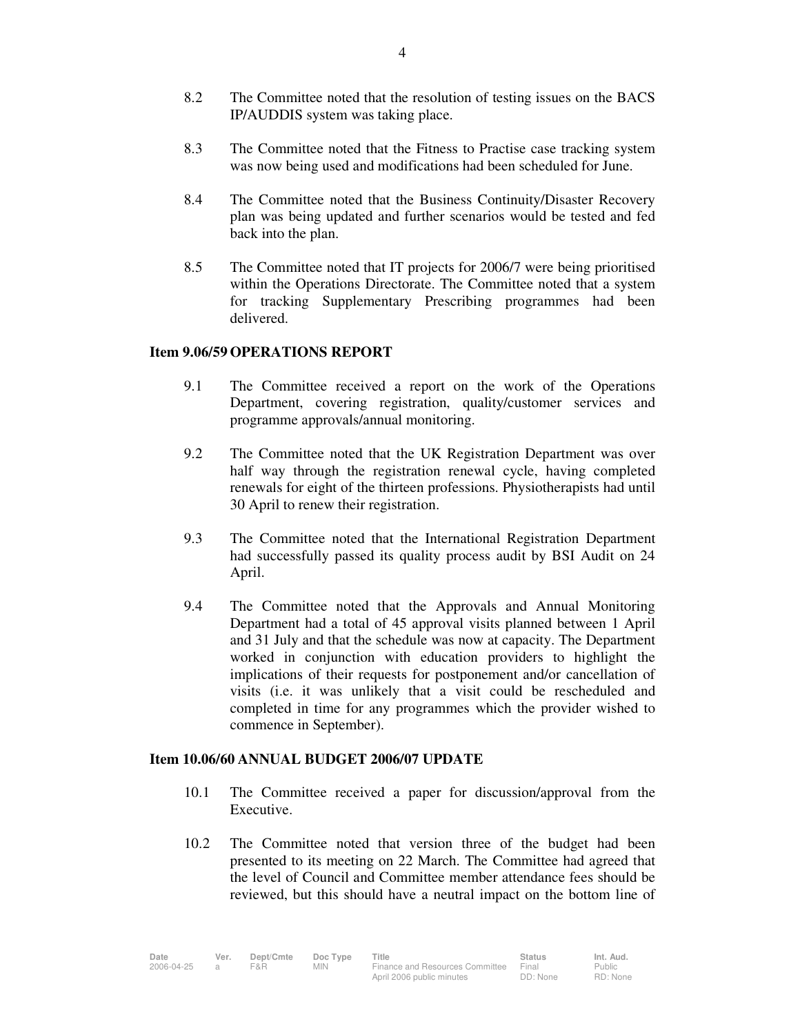8.2 The Committee noted that the resolution of testing issues on the BACS IP/AUDDIS system was taking place.

8.3 The Committee noted that the Fitness to Practise case tracking system was now being used and modifications had been scheduled for June.

8.4 The Committee noted that the Business Continuity/Disaster Recovery plan was being updated and further scenarios would be tested and fed back into the plan.

8.5 The Committee noted that IT projects for 2006/7 were being prioritised within the Operations Directorate. The Committee noted that a system for tracking Supplementary Prescribing programmes had been delivered.

**Item 9.06/59 OPERATIONS REPORT**

9.1 The Committee received a report on the work of the Operations Department, covering registration, quality/customer services and programme approvals/annual monitoring.

9.2 The Committee noted that the UK Registration Department was over half way through the registration renewal cycle, having completed renewals for eight of the thirteen professions. Physiotherapists had until 30 April to renew their registration.

9.3 The Committee noted that the International Registration Department had successfully passed its quality process audit by BSI Audit on 24 April.

9.4 The Committee noted that the Approvals and Annual Monitoring Department had a total of 45 approval visits planned between 1 April and 31 July and that the schedule was now at capacity. The Department worked in conjunction with education providers to highlight the implications of their requests for postponement and/or cancellation of visits (i.e. it was unlikely that a visit could be rescheduled and completed in time for any programmes which the provider wished to commence in September).

**Item 10.06/60 ANNUAL BUDGET 2006/07 UPDATE**

10.1 The Committee received a paper for discussion/approval from the Executive.

10.2 The Committee noted that version three of the budget had been presented to its meeting on 22 March. The Committee had agreed that the level of Council and Committee member attendance fees should be reviewed, but this should have a neutral impact on the bottom line of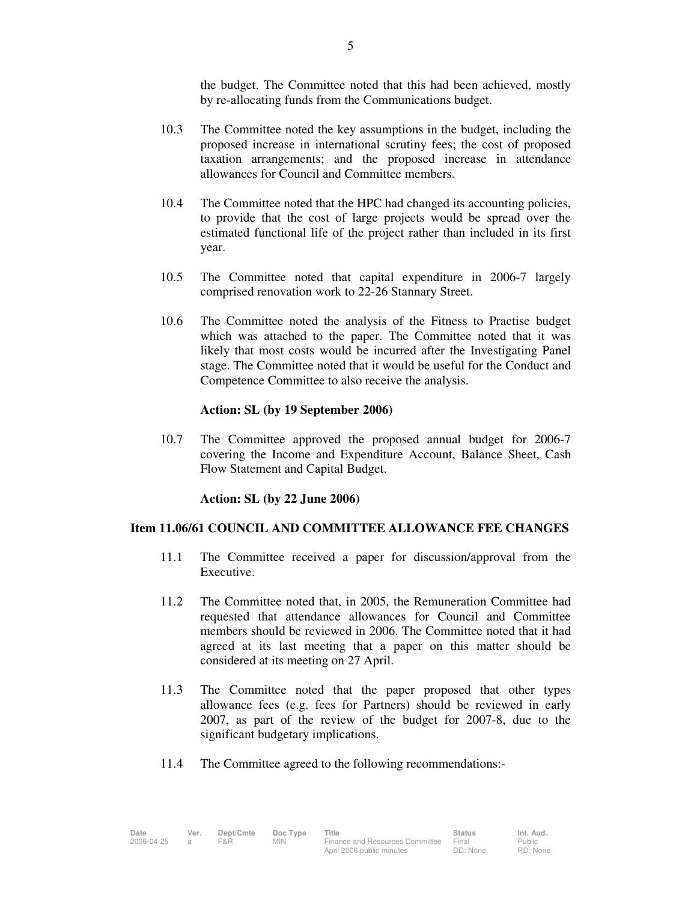the budget. The Committee noted that this had been achieved, mostly by re-allocating funds from the Communications budget.

10.3 The Committee noted the key assumptions in the budget, including the proposed increase in international scrutiny fees; the cost of proposed taxation arrangements; and the proposed increase in attendance allowances for Council and Committee members.

10.4 The Committee noted that the HPC had changed its accounting policies, to provide that the cost of large projects would be spread over the estimated functional life of the project rather than included in its first year.

10.5 The Committee noted that capital expenditure in 2006-7 largely comprised renovation work to 22-26 Stannary Street.

10.6 The Committee noted the analysis of the Fitness to Practise budget which was attached to the paper. The Committee noted that it was likely that most costs would be incurred after the Investigating Panel stage. The Committee noted that it would be useful for the Conduct and Competence Committee to also receive the analysis.

**Action: SL (by 19 September 2006)**

10.7 The Committee approved the proposed annual budget for 2006-7 covering the Income and Expenditure Account, Balance Sheet, Cash Flow Statement and Capital Budget.

**Action: SL (by 22 June 2006)**

### Item 11.06/61 COUNCIL AND COMMITTEE ALLOWANCE FEE CHANGES

11.1 The Committee received a paper for discussion/approval from the Executive.

11.2 The Committee noted that, in 2005, the Remuneration Committee had requested that attendance allowances for Council and Committee members should be reviewed in 2006. The Committee noted that it had agreed at its last meeting that a paper on this matter should be considered at its meeting on 27 April.

11.3 The Committee noted that the paper proposed that other types allowance fees (e.g. fees for Partners) should be reviewed in early 2007, as part of the review of the budget for 2007-8, due to the significant budgetary implications.

11.4 The Committee agreed to the following recommendations:-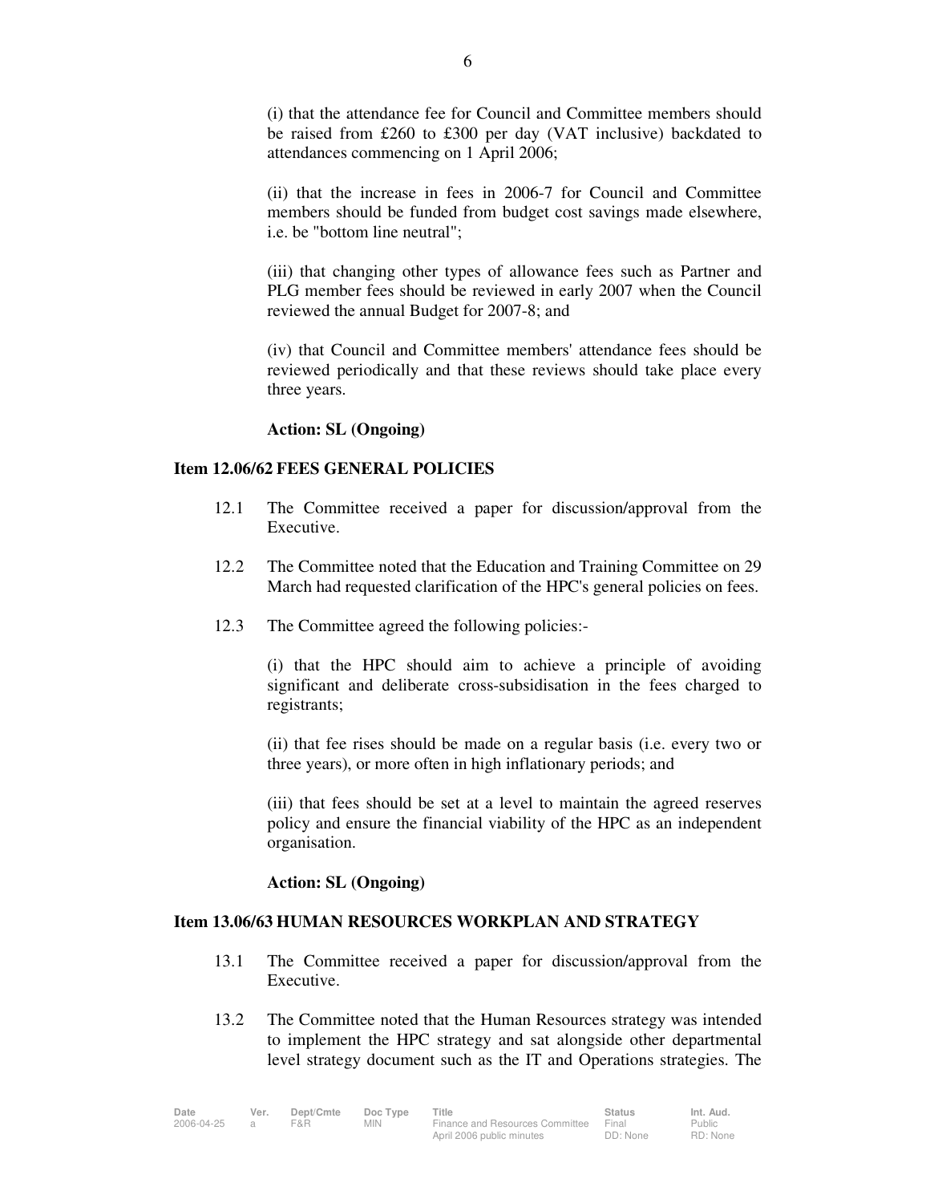(i) that the attendance fee for Council and Committee members should be raised from £260 to £300 per day (VAT inclusive) backdated to attendances commencing on 1 April 2006;

(ii) that the increase in fees in 2006-7 for Council and Committee members should be funded from budget cost savings made elsewhere, i.e. be "bottom line neutral";

(iii) that changing other types of allowance fees such as Partner and PLG member fees should be reviewed in early 2007 when the Council reviewed the annual Budget for 2007-8; and

(iv) that Council and Committee members' attendance fees should be reviewed periodically and that these reviews should take place every three years.

**Action: SL (Ongoing)**

**Item 12.06/62 FEES GENERAL POLICIES**

12.1 The Committee received a paper for discussion/approval from the Executive.

12.2 The Committee noted that the Education and Training Committee on 29 March had requested clarification of the HPC's general policies on fees.

12.3 The Committee agreed the following policies:-

(i) that the HPC should aim to achieve a principle of avoiding significant and deliberate cross-subsidisation in the fees charged to registrants;

(ii) that fee rises should be made on a regular basis (i.e. every two or three years), or more often in high inflationary periods; and

(iii) that fees should be set at a level to maintain the agreed reserves policy and ensure the financial viability of the HPC as an independent organisation.

**Action: SL (Ongoing)**

**Item 13.06/63 HUMAN RESOURCES WORKPLAN AND STRATEGY**

13.1 The Committee received a paper for discussion/approval from the Executive.

13.2 The Committee noted that the Human Resources strategy was intended to implement the HPC strategy and sat alongside other departmental level strategy document such as the IT and Operations strategies. The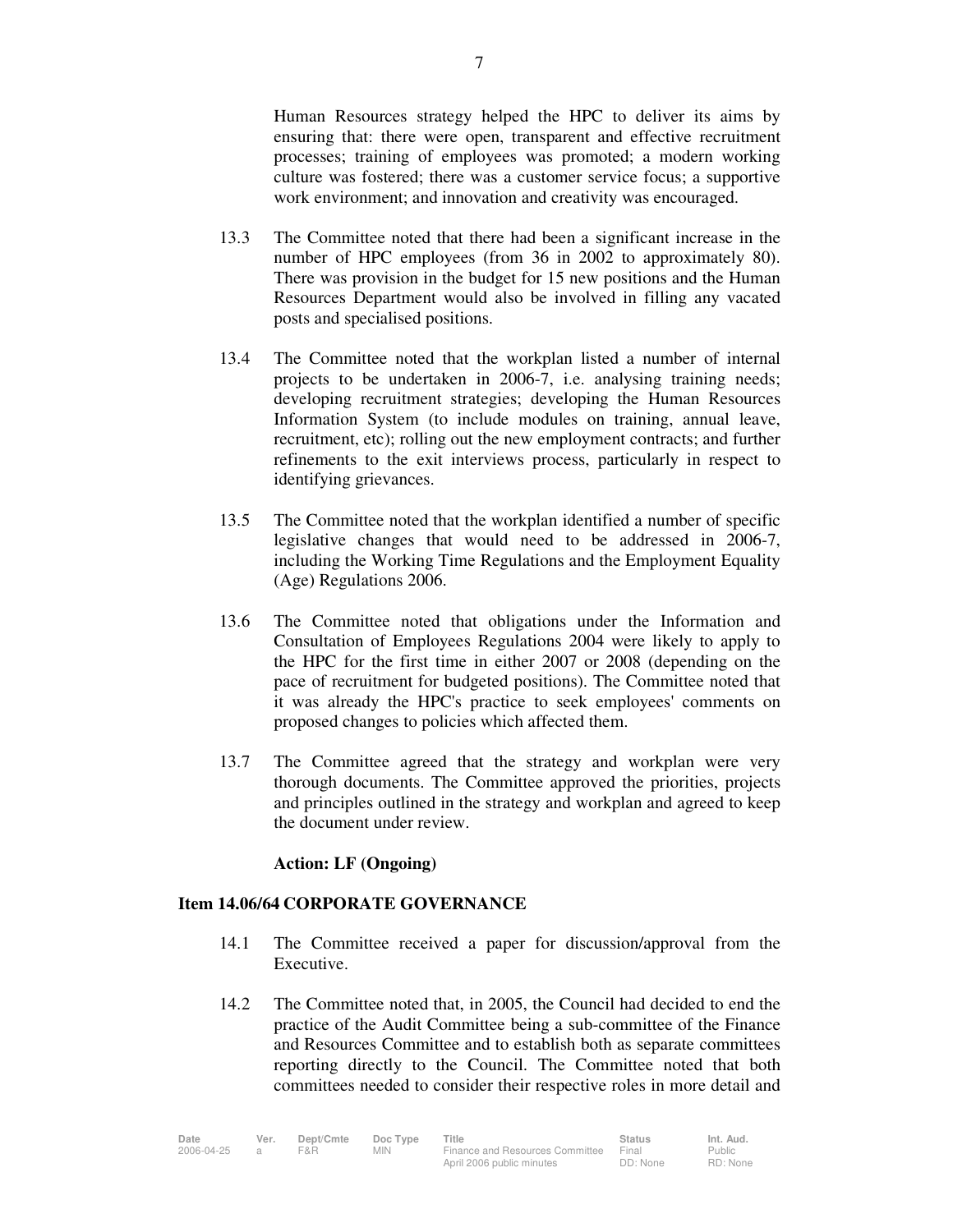Human Resources strategy helped the HPC to deliver its aims by ensuring that: there were open, transparent and effective recruitment processes; training of employees was promoted; a modern working culture was fostered; there was a customer service focus; a supportive work environment; and innovation and creativity was encouraged.

13.3 The Committee noted that there had been a significant increase in the number of HPC employees (from 36 in 2002 to approximately 80). There was provision in the budget for 15 new positions and the Human Resources Department would also be involved in filling any vacated posts and specialised positions.

13.4 The Committee noted that the workplan listed a number of internal projects to be undertaken in 2006-7, i.e. analysing training needs; developing recruitment strategies; developing the Human Resources Information System (to include modules on training, annual leave, recruitment, etc); rolling out the new employment contracts; and further refinements to the exit interviews process, particularly in respect to identifying grievances.

13.5 The Committee noted that the workplan identified a number of specific legislative changes that would need to be addressed in 2006-7, including the Working Time Regulations and the Employment Equality (Age) Regulations 2006.

13.6 The Committee noted that obligations under the Information and Consultation of Employees Regulations 2004 were likely to apply to the HPC for the first time in either 2007 or 2008 (depending on the pace of recruitment for budgeted positions). The Committee noted that it was already the HPC's practice to seek employees' comments on proposed changes to policies which affected them.

13.7 The Committee agreed that the strategy and workplan were very thorough documents. The Committee approved the priorities, projects and principles outlined in the strategy and workplan and agreed to keep the document under review.

**Action: LF (Ongoing)**

**Item 14.06/64 CORPORATE GOVERNANCE**

14.1 The Committee received a paper for discussion/approval from the Executive.

14.2 The Committee noted that, in 2005, the Council had decided to end the practice of the Audit Committee being a sub-committee of the Finance and Resources Committee and to establish both as separate committees reporting directly to the Council. The Committee noted that both committees needed to consider their respective roles in more detail and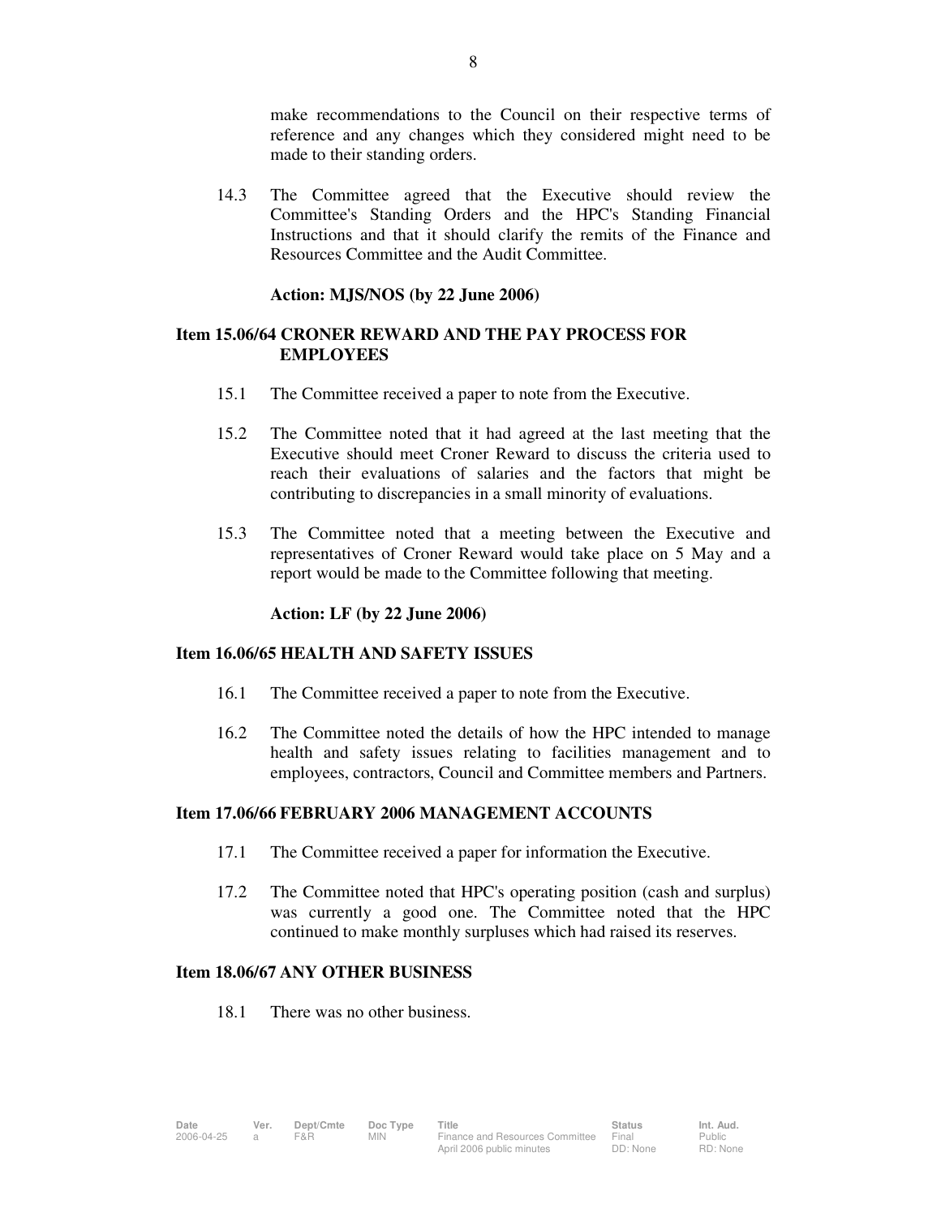make recommendations to the Council on their respective terms of reference and any changes which they considered might need to be made to their standing orders.

14.3 The Committee agreed that the Executive should review the Committee's Standing Orders and the HPC's Standing Financial Instructions and that it should clarify the remits of the Finance and Resources Committee and the Audit Committee.

**Action: MJS/NOS (by 22 June 2006)**

## Item 15.06/64 CRONER REWARD AND THE PAY PROCESS FOR EMPLOYEES

15.1 The Committee received a paper to note from the Executive.

15.2 The Committee noted that it had agreed at the last meeting that the Executive should meet Croner Reward to discuss the criteria used to reach their evaluations of salaries and the factors that might be contributing to discrepancies in a small minority of evaluations.

15.3 The Committee noted that a meeting between the Executive and representatives of Croner Reward would take place on 5 May and a report would be made to the Committee following that meeting.

**Action: LF (by 22 June 2006)**

## Item 16.06/65 HEALTH AND SAFETY ISSUES

16.1 The Committee received a paper to note from the Executive.

16.2 The Committee noted the details of how the HPC intended to manage health and safety issues relating to facilities management and to employees, contractors, Council and Committee members and Partners.

## Item 17.06/66 FEBRUARY 2006 MANAGEMENT ACCOUNTS

17.1 The Committee received a paper for information the Executive.

17.2 The Committee noted that HPC's operating position (cash and surplus) was currently a good one. The Committee noted that the HPC continued to make monthly surpluses which had raised its reserves.

## Item 18.06/67 ANY OTHER BUSINESS

18.1 There was no other business.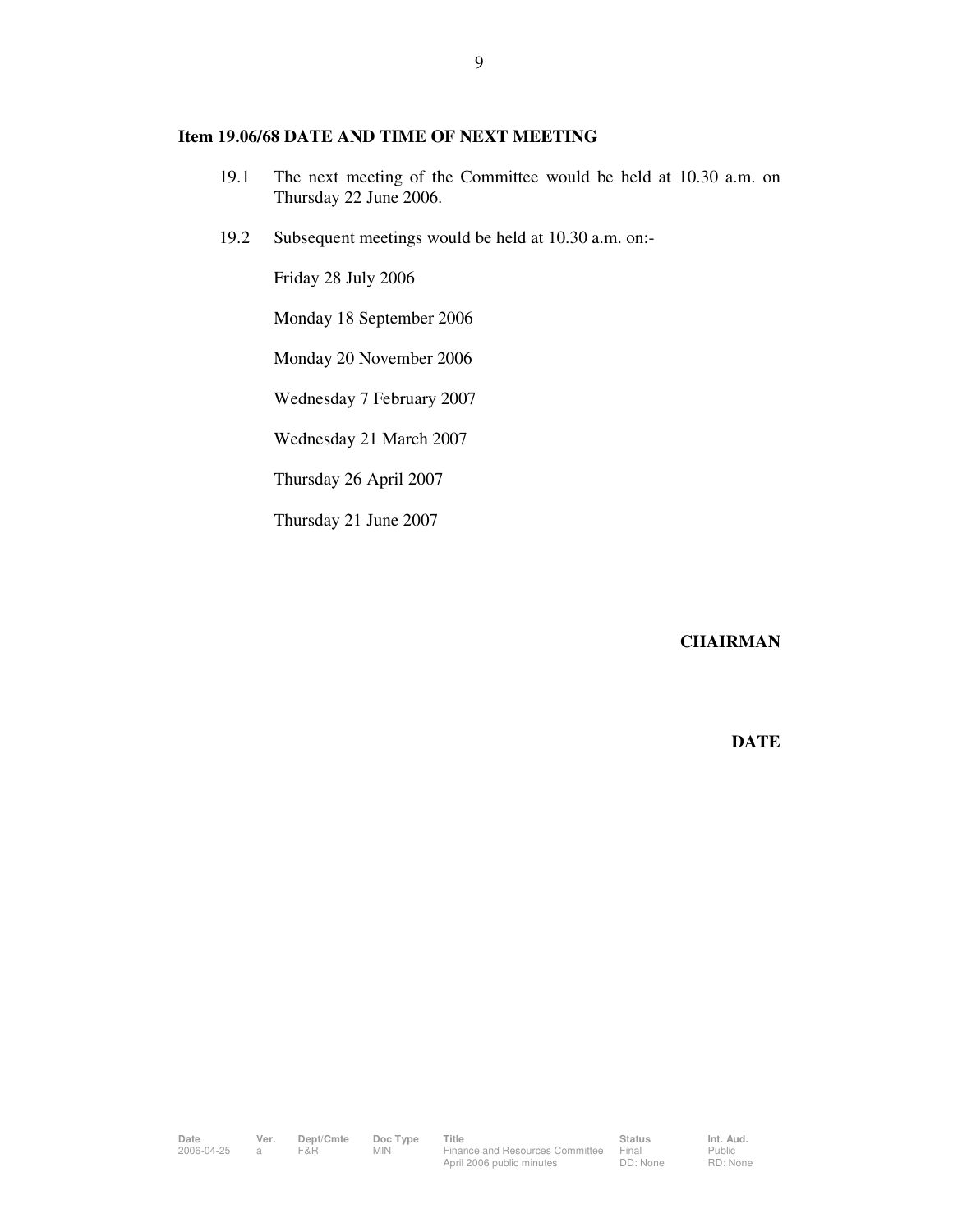**Item 19.06/68 DATE AND TIME OF NEXT MEETING**

19.1 The next meeting of the Committee would be held at 10.30 a.m. on Thursday 22 June 2006.

19.2 Subsequent meetings would be held at 10.30 a.m. on:-

Friday 28 July 2006

Monday 18 September 2006

Monday 20 November 2006

Wednesday 7 February 2007

Wednesday 21 March 2007

Thursday 26 April 2007

Thursday 21 June 2007

**CHAIRMAN**

**DATE**

| Date | Ver. | Dept/Cmte | Doc Type | Title | Status | Int. Aud. |
| --- | --- | --- | --- | --- | --- | --- |
| 2006-04-25 | a | F&R | MIN | Finance and Resources Committee April 2006 public minutes | Final DD: None | Public RD: None |